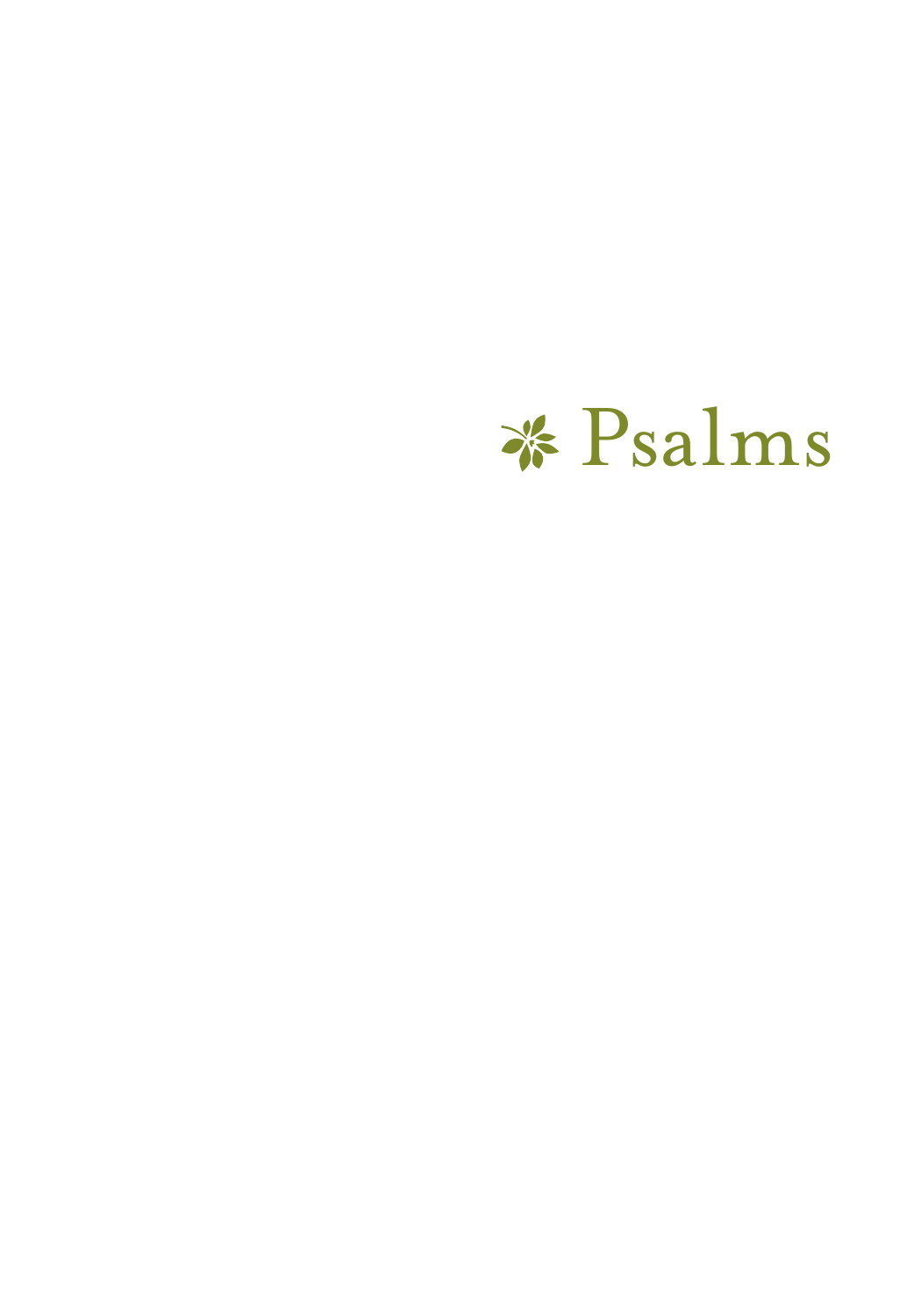# Psalms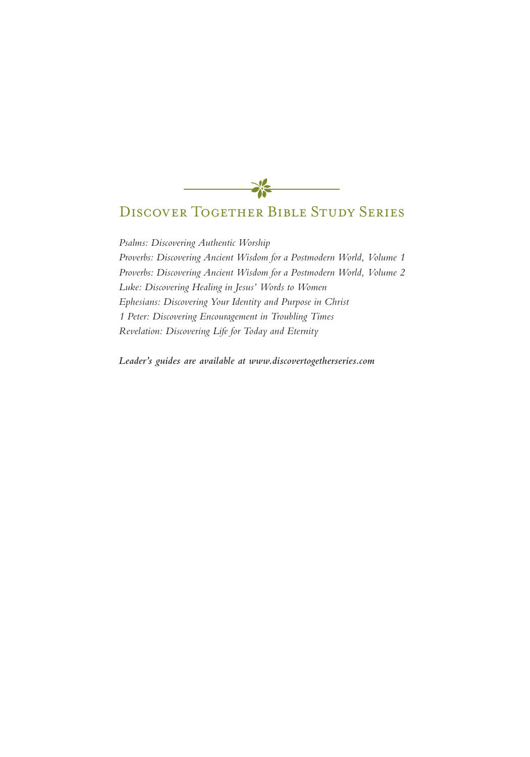## Discover Together Bible Study Series

*Psalms: Discovering Authentic Worship*
*Proverbs: Discovering Ancient Wisdom for a Postmodern World, Volume 1*
*Proverbs: Discovering Ancient Wisdom for a Postmodern World, Volume 2*
*Luke: Discovering Healing in Jesus' Words to Women*
*Ephesians: Discovering Your Identity and Purpose in Christ*
*1 Peter: Discovering Encouragement in Troubling Times*
*Revelation: Discovering Life for Today and Eternity*

***Leader's guides are available at www.discovertogetherseries.com***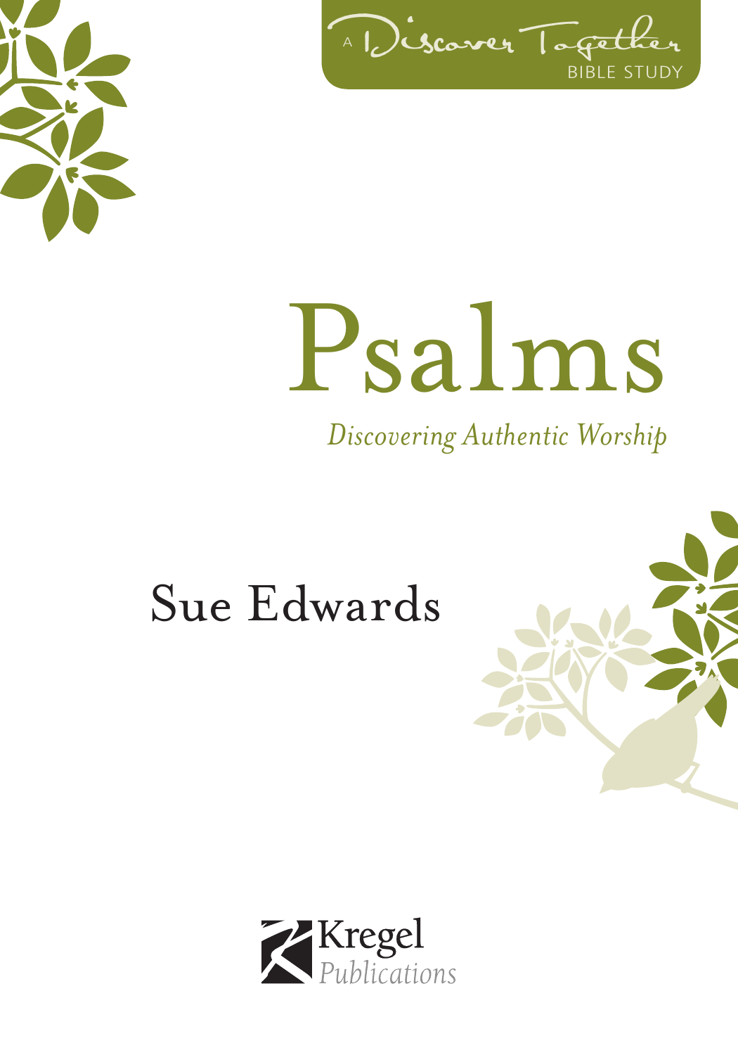A Discover Together BIBLE STUDY

# Psalms

*Discovering Authentic Worship*

Sue Edwards

Kregel *Publications*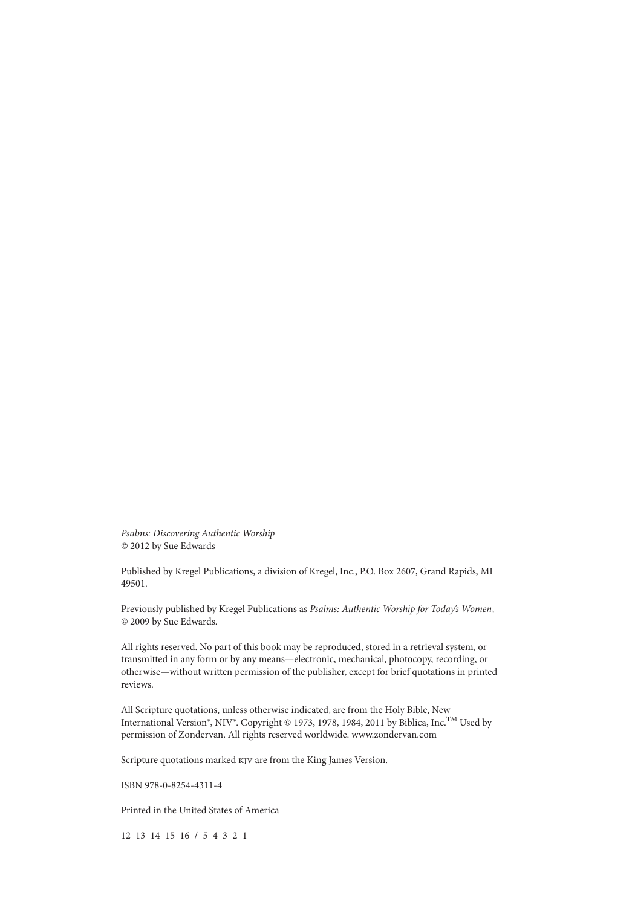*Psalms: Discovering Authentic Worship*
© 2012 by Sue Edwards

Published by Kregel Publications, a division of Kregel, Inc., P.O. Box 2607, Grand Rapids, MI 49501.

Previously published by Kregel Publications as *Psalms: Authentic Worship for Today's Women*, © 2009 by Sue Edwards.

All rights reserved. No part of this book may be reproduced, stored in a retrieval system, or transmitted in any form or by any means—electronic, mechanical, photocopy, recording, or otherwise—without written permission of the publisher, except for brief quotations in printed reviews.

All Scripture quotations, unless otherwise indicated, are from the Holy Bible, New International Version®, NIV®. Copyright © 1973, 1978, 1984, 2011 by Biblica, Inc.™ Used by permission of Zondervan. All rights reserved worldwide. www.zondervan.com

Scripture quotations marked KJV are from the King James Version.

ISBN 978-0-8254-4311-4

Printed in the United States of America

12 13 14 15 16 / 5 4 3 2 1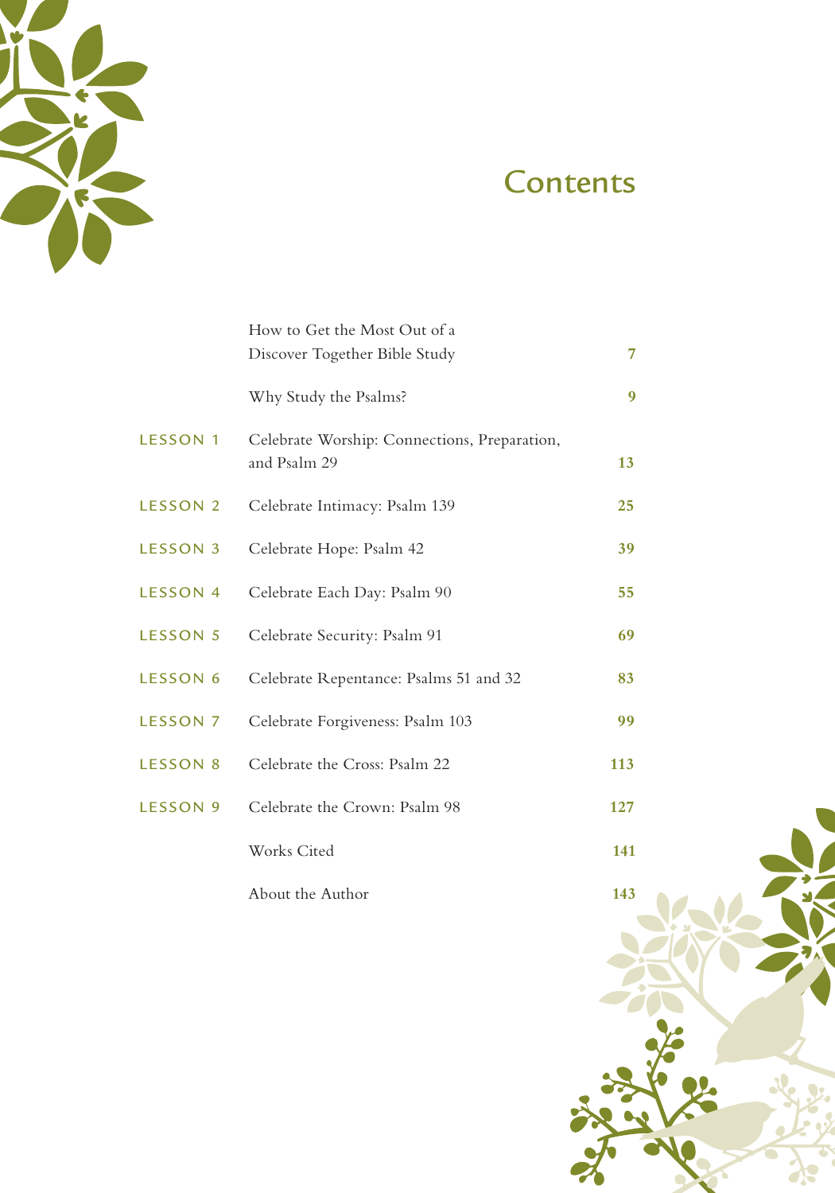# Contents

| | | |
|---|---|---|
| | How to Get the Most Out of a Discover Together Bible Study | 7 |
| | Why Study the Psalms? | 9 |
| LESSON 1 | Celebrate Worship: Connections, Preparation, and Psalm 29 | 13 |
| LESSON 2 | Celebrate Intimacy: Psalm 139 | 25 |
| LESSON 3 | Celebrate Hope: Psalm 42 | 39 |
| LESSON 4 | Celebrate Each Day: Psalm 90 | 55 |
| LESSON 5 | Celebrate Security: Psalm 91 | 69 |
| LESSON 6 | Celebrate Repentance: Psalms 51 and 32 | 83 |
| LESSON 7 | Celebrate Forgiveness: Psalm 103 | 99 |
| LESSON 8 | Celebrate the Cross: Psalm 22 | 113 |
| LESSON 9 | Celebrate the Crown: Psalm 98 | 127 |
| | Works Cited | 141 |
| | About the Author | 143 |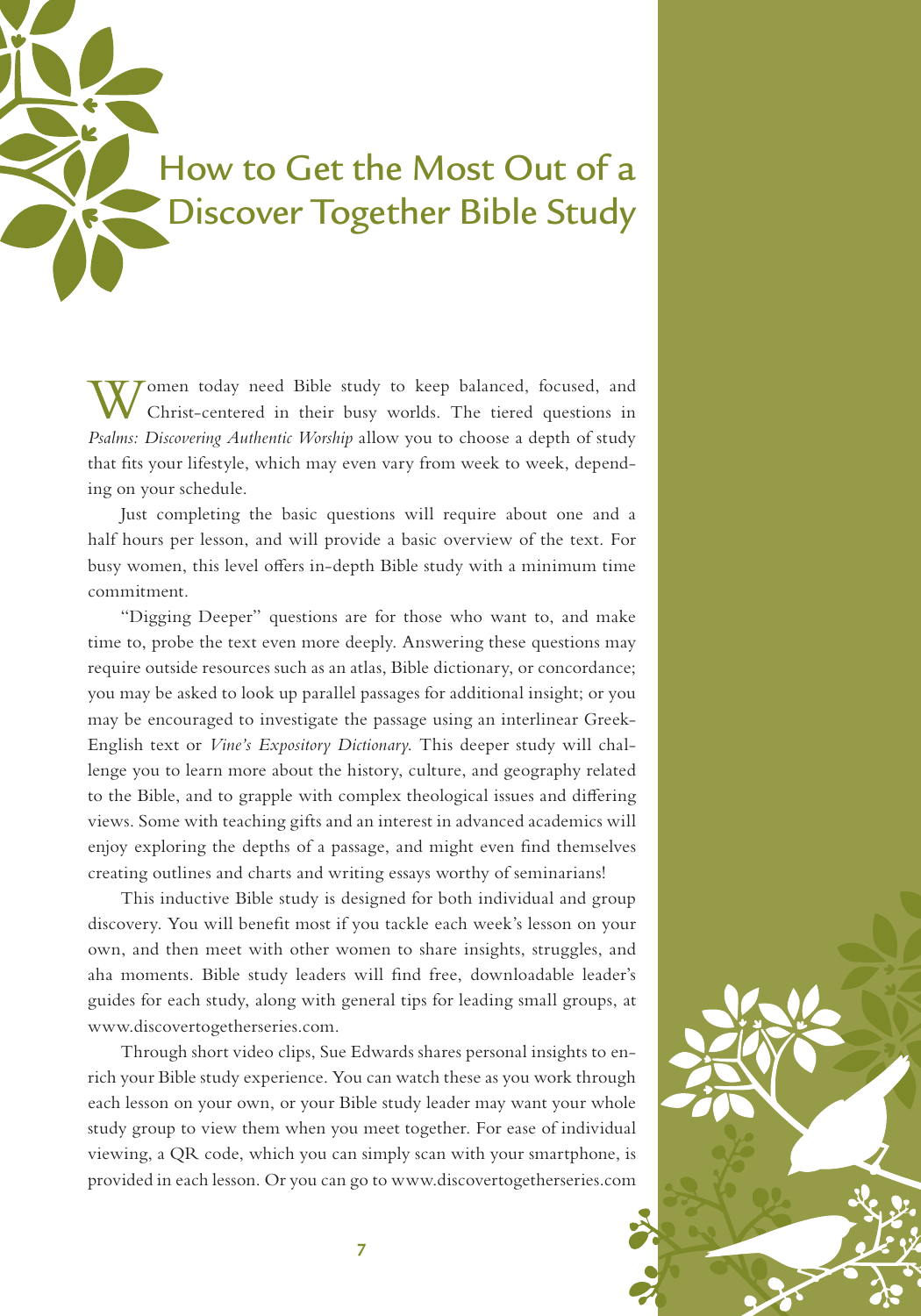# How to Get the Most Out of a Discover Together Bible Study

Women today need Bible study to keep balanced, focused, and Christ-centered in their busy worlds. The tiered questions in *Psalms: Discovering Authentic Worship* allow you to choose a depth of study that fits your lifestyle, which may even vary from week to week, depending on your schedule.

Just completing the basic questions will require about one and a half hours per lesson, and will provide a basic overview of the text. For busy women, this level offers in-depth Bible study with a minimum time commitment.

"Digging Deeper" questions are for those who want to, and make time to, probe the text even more deeply. Answering these questions may require outside resources such as an atlas, Bible dictionary, or concordance; you may be asked to look up parallel passages for additional insight; or you may be encouraged to investigate the passage using an interlinear Greek-English text or *Vine's Expository Dictionary*. This deeper study will challenge you to learn more about the history, culture, and geography related to the Bible, and to grapple with complex theological issues and differing views. Some with teaching gifts and an interest in advanced academics will enjoy exploring the depths of a passage, and might even find themselves creating outlines and charts and writing essays worthy of seminarians!

This inductive Bible study is designed for both individual and group discovery. You will benefit most if you tackle each week's lesson on your own, and then meet with other women to share insights, struggles, and aha moments. Bible study leaders will find free, downloadable leader's guides for each study, along with general tips for leading small groups, at www.discovertogetherseries.com.

Through short video clips, Sue Edwards shares personal insights to enrich your Bible study experience. You can watch these as you work through each lesson on your own, or your Bible study leader may want your whole study group to view them when you meet together. For ease of individual viewing, a QR code, which you can simply scan with your smartphone, is provided in each lesson. Or you can go to www.discovertogetherseries.com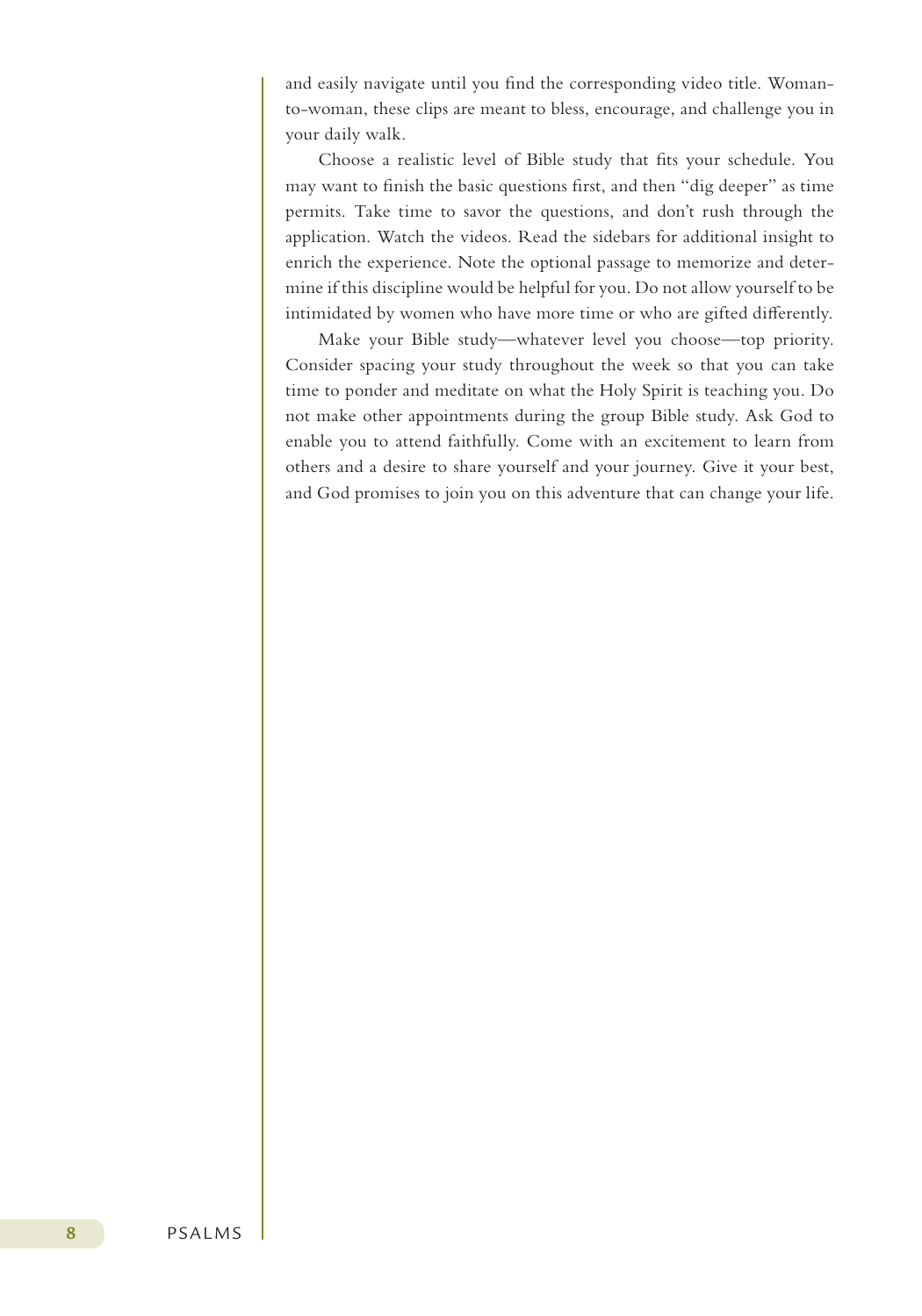and easily navigate until you find the corresponding video title. Woman-to-woman, these clips are meant to bless, encourage, and challenge you in your daily walk.

Choose a realistic level of Bible study that fits your schedule. You may want to finish the basic questions first, and then "dig deeper" as time permits. Take time to savor the questions, and don't rush through the application. Watch the videos. Read the sidebars for additional insight to enrich the experience. Note the optional passage to memorize and determine if this discipline would be helpful for you. Do not allow yourself to be intimidated by women who have more time or who are gifted differently.

Make your Bible study—whatever level you choose—top priority. Consider spacing your study throughout the week so that you can take time to ponder and meditate on what the Holy Spirit is teaching you. Do not make other appointments during the group Bible study. Ask God to enable you to attend faithfully. Come with an excitement to learn from others and a desire to share yourself and your journey. Give it your best, and God promises to join you on this adventure that can change your life.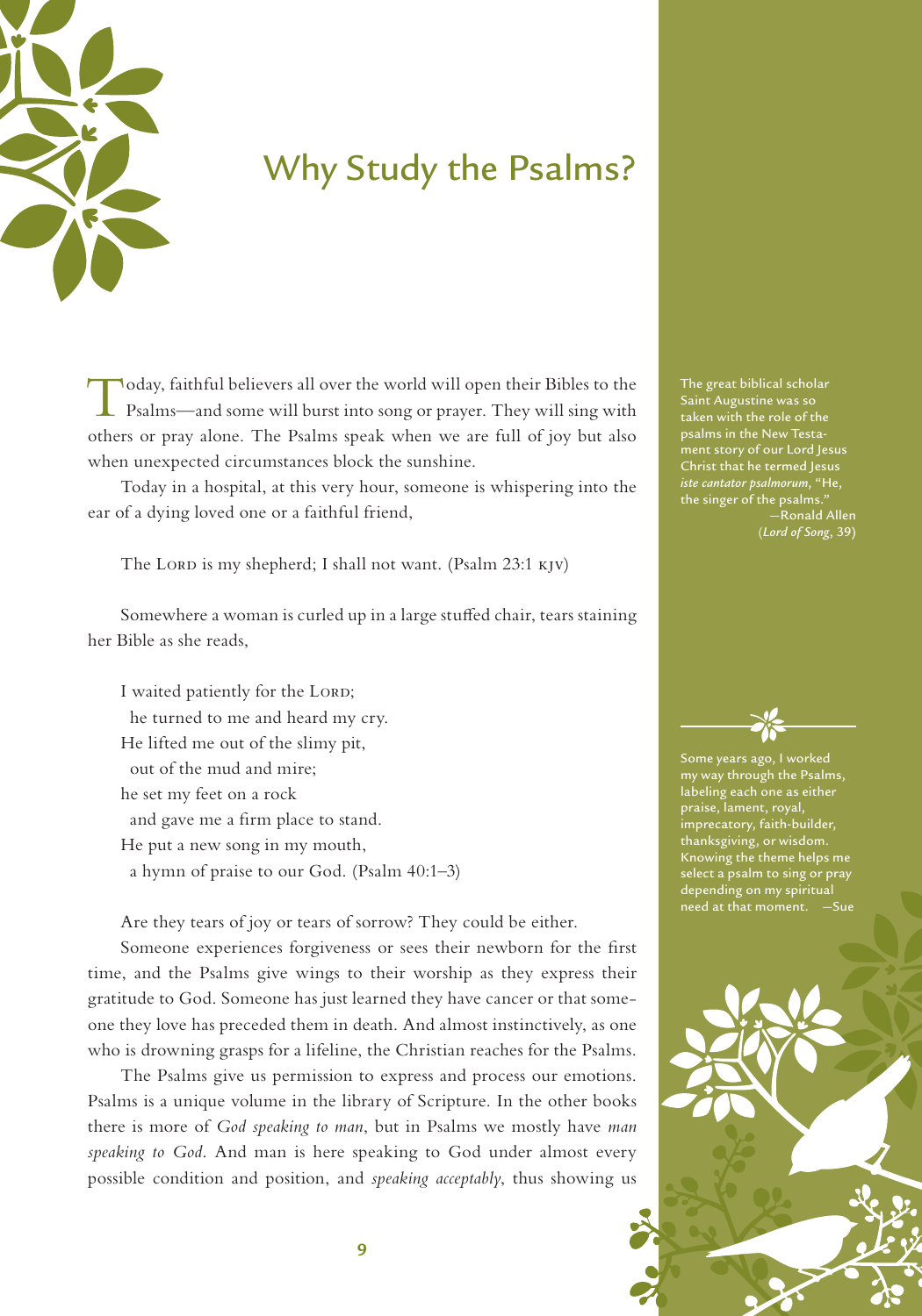# Why Study the Psalms?

Today, faithful believers all over the world will open their Bibles to the Psalms—and some will burst into song or prayer. They will sing with others or pray alone. The Psalms speak when we are full of joy but also when unexpected circumstances block the sunshine.

Today in a hospital, at this very hour, someone is whispering into the ear of a dying loved one or a faithful friend,

> The LORD is my shepherd; I shall not want. (Psalm 23:1 KJV)

Somewhere a woman is curled up in a large stuffed chair, tears staining her Bible as she reads,

> I waited patiently for the LORD;
>   he turned to me and heard my cry.
> He lifted me out of the slimy pit,
>   out of the mud and mire;
> he set my feet on a rock
>   and gave me a firm place to stand.
> He put a new song in my mouth,
>   a hymn of praise to our God. (Psalm 40:1–3)

Are they tears of joy or tears of sorrow? They could be either.

Someone experiences forgiveness or sees their newborn for the first time, and the Psalms give wings to their worship as they express their gratitude to God. Someone has just learned they have cancer or that someone they love has preceded them in death. And almost instinctively, as one who is drowning grasps for a lifeline, the Christian reaches for the Psalms.

The Psalms give us permission to express and process our emotions. Psalms is a unique volume in the library of Scripture. In the other books there is more of *God speaking to man*, but in Psalms we mostly have *man speaking to God*. And man is here speaking to God under almost every possible condition and position, and *speaking acceptably*, thus showing us

The great biblical scholar Saint Augustine was so taken with the role of the psalms in the New Testament story of our Lord Jesus Christ that he termed Jesus *iste cantator psalmorum*, "He, the singer of the psalms."
—Ronald Allen
(*Lord of Song*, 39)

Some years ago, I worked my way through the Psalms, labeling each one as either praise, lament, royal, imprecatory, faith-builder, thanksgiving, or wisdom. Knowing the theme helps me select a psalm to sing or pray depending on my spiritual need at that moment. —Sue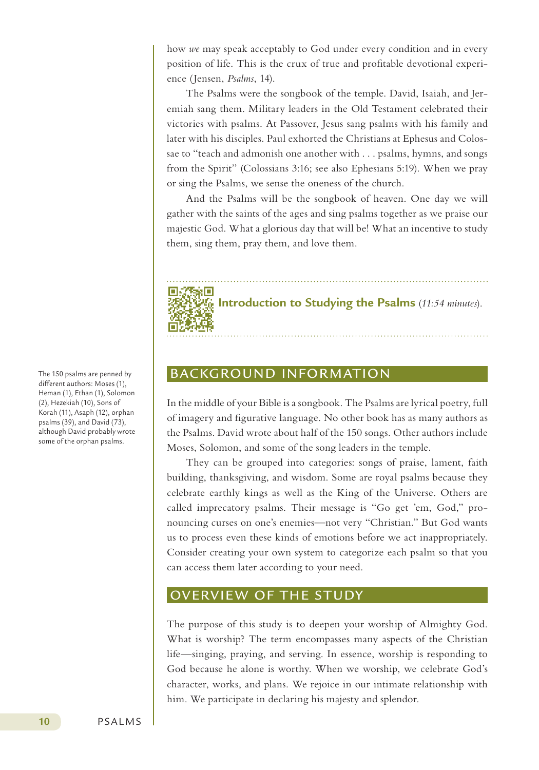how *we* may speak acceptably to God under every condition and in every position of life. This is the crux of true and profitable devotional experience (Jensen, *Psalms*, 14).

The Psalms were the songbook of the temple. David, Isaiah, and Jeremiah sang them. Military leaders in the Old Testament celebrated their victories with psalms. At Passover, Jesus sang psalms with his family and later with his disciples. Paul exhorted the Christians at Ephesus and Colossae to "teach and admonish one another with . . . psalms, hymns, and songs from the Spirit" (Colossians 3:16; see also Ephesians 5:19). When we pray or sing the Psalms, we sense the oneness of the church.

And the Psalms will be the songbook of heaven. One day we will gather with the saints of the ages and sing psalms together as we praise our majestic God. What a glorious day that will be! What an incentive to study them, sing them, pray them, and love them.

**Introduction to Studying the Psalms** (*11:54 minutes*).

## BACKGROUND INFORMATION

In the middle of your Bible is a songbook. The Psalms are lyrical poetry, full of imagery and figurative language. No other book has as many authors as the Psalms. David wrote about half of the 150 songs. Other authors include Moses, Solomon, and some of the song leaders in the temple.

They can be grouped into categories: songs of praise, lament, faith building, thanksgiving, and wisdom. Some are royal psalms because they celebrate earthly kings as well as the King of the Universe. Others are called imprecatory psalms. Their message is "Go get 'em, God," pronouncing curses on one's enemies—not very "Christian." But God wants us to process even these kinds of emotions before we act inappropriately. Consider creating your own system to categorize each psalm so that you can access them later according to your need.

The 150 psalms are penned by different authors: Moses (1), Heman (1), Ethan (1), Solomon (2), Hezekiah (10), Sons of Korah (11), Asaph (12), orphan psalms (39), and David (73), although David probably wrote some of the orphan psalms.

## OVERVIEW OF THE STUDY

The purpose of this study is to deepen your worship of Almighty God. What is worship? The term encompasses many aspects of the Christian life—singing, praying, and serving. In essence, worship is responding to God because he alone is worthy. When we worship, we celebrate God's character, works, and plans. We rejoice in our intimate relationship with him. We participate in declaring his majesty and splendor.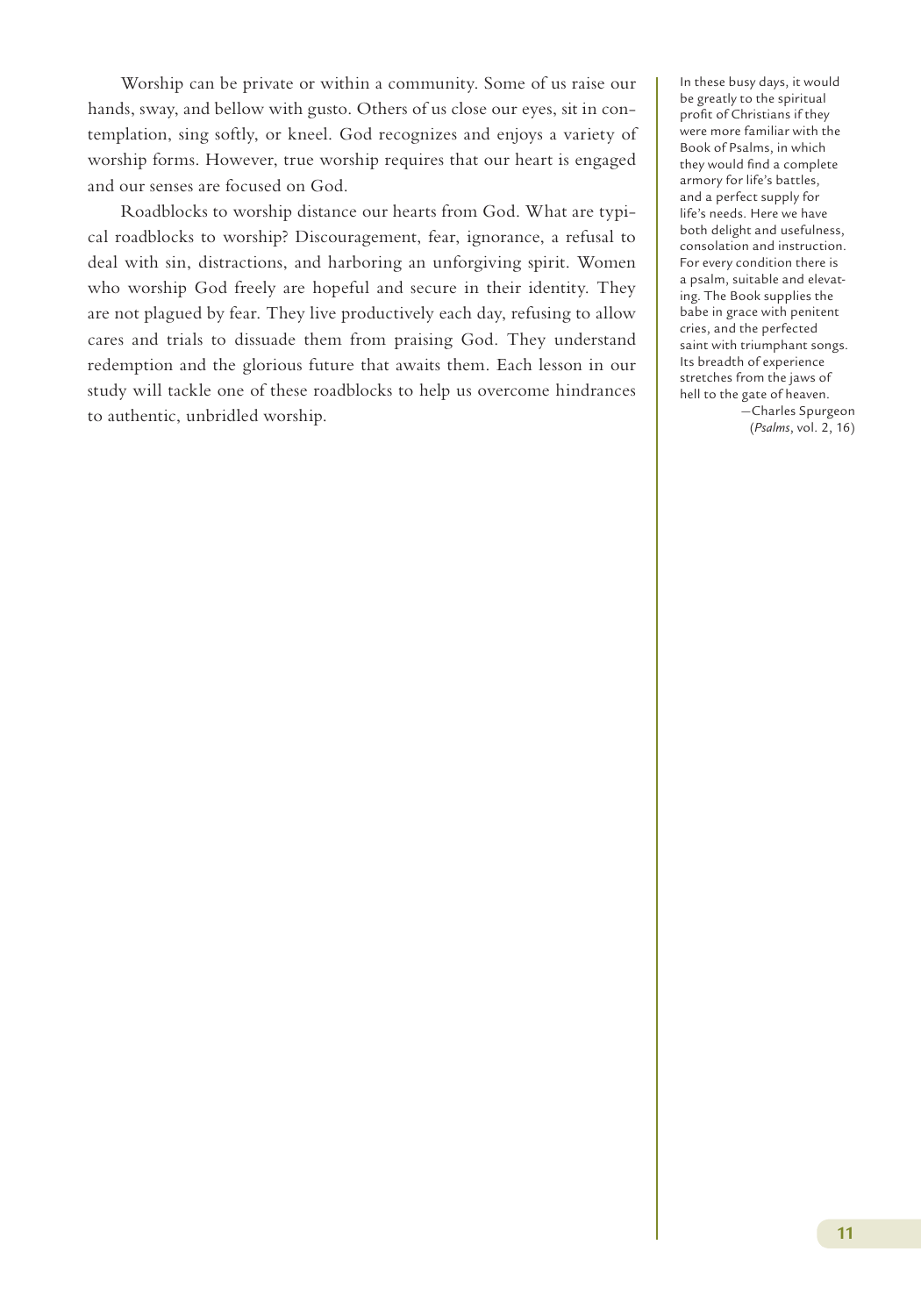Worship can be private or within a community. Some of us raise our hands, sway, and bellow with gusto. Others of us close our eyes, sit in contemplation, sing softly, or kneel. God recognizes and enjoys a variety of worship forms. However, true worship requires that our heart is engaged and our senses are focused on God.

Roadblocks to worship distance our hearts from God. What are typical roadblocks to worship? Discouragement, fear, ignorance, a refusal to deal with sin, distractions, and harboring an unforgiving spirit. Women who worship God freely are hopeful and secure in their identity. They are not plagued by fear. They live productively each day, refusing to allow cares and trials to dissuade them from praising God. They understand redemption and the glorious future that awaits them. Each lesson in our study will tackle one of these roadblocks to help us overcome hindrances to authentic, unbridled worship.

> In these busy days, it would be greatly to the spiritual profit of Christians if they were more familiar with the Book of Psalms, in which they would find a complete armory for life's battles, and a perfect supply for life's needs. Here we have both delight and usefulness, consolation and instruction. For every condition there is a psalm, suitable and elevating. The Book supplies the babe in grace with penitent cries, and the perfected saint with triumphant songs. Its breadth of experience stretches from the jaws of hell to the gate of heaven.
>
> —Charles Spurgeon (*Psalms*, vol. 2, 16)